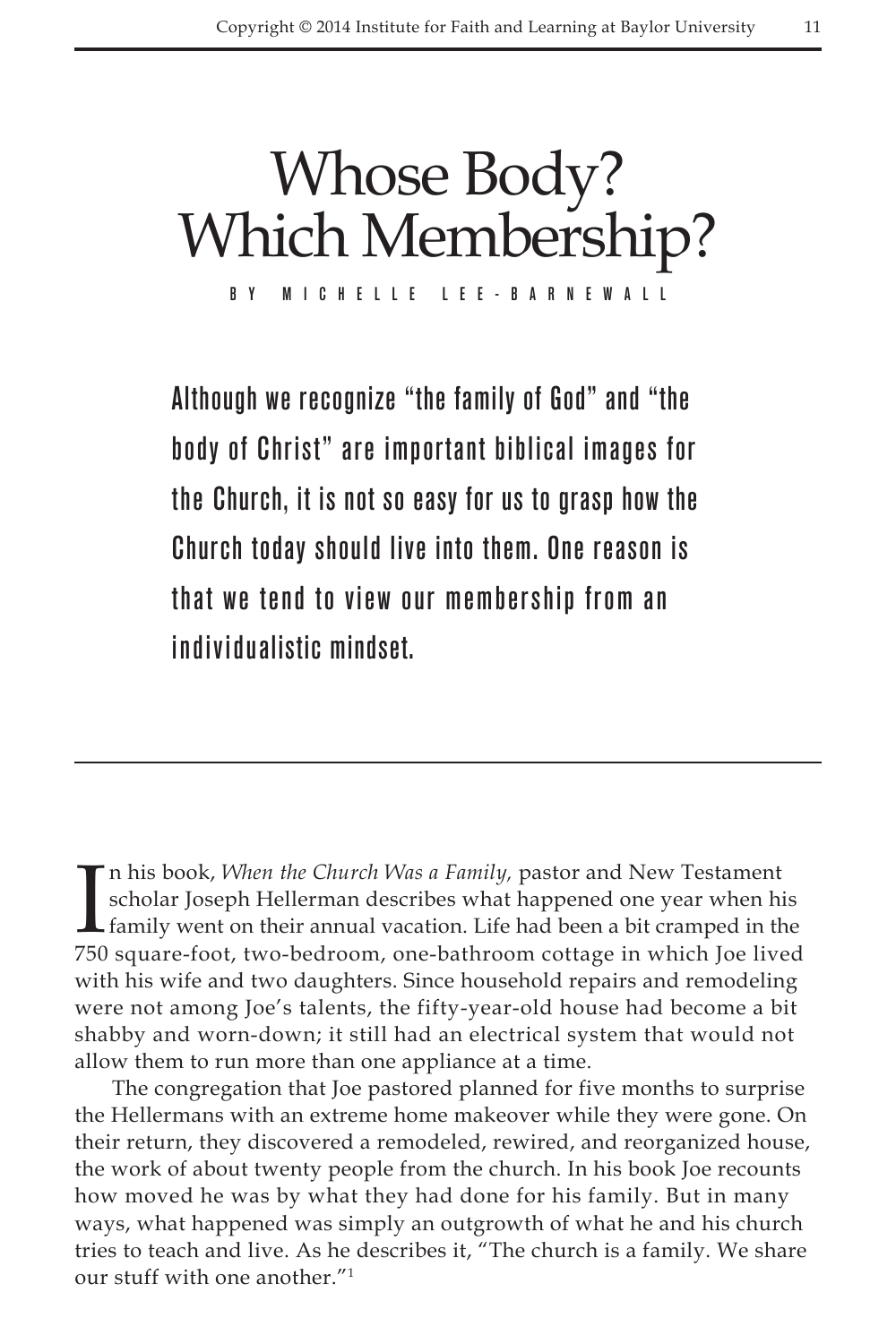# Whose Body? Which Membership?

BY MICHELLE LEE-BARNEWALL

**Although we recognize "the family of God" and "the body of Christ" are important biblical images for the Church, it is not so easy for us to grasp how the Church today should live into them. One reason is that we tend to view our membership from an individualistic mindset.**

---

In his book, *When the Church Was a Family,* pastor and New Testament scholar Joseph Hellerman describes what happened one year when his family went on their annual vacation. Life had been a bit cramped in the 750 square-foot, two-bedroom, one-bathroom cottage in which Joe lived with his wife and two daughters. Since household repairs and remodeling were not among Joe's talents, the fifty-year-old house had become a bit shabby and worn-down; it still had an electrical system that would not allow them to run more than one appliance at a time.

The congregation that Joe pastored planned for five months to surprise the Hellermans with an extreme home makeover while they were gone. On their return, they discovered a remodeled, rewired, and reorganized house, the work of about twenty people from the church. In his book Joe recounts how moved he was by what they had done for his family. But in many ways, what happened was simply an outgrowth of what he and his church tries to teach and live. As he describes it, "The church is a family. We share our stuff with one another."[1]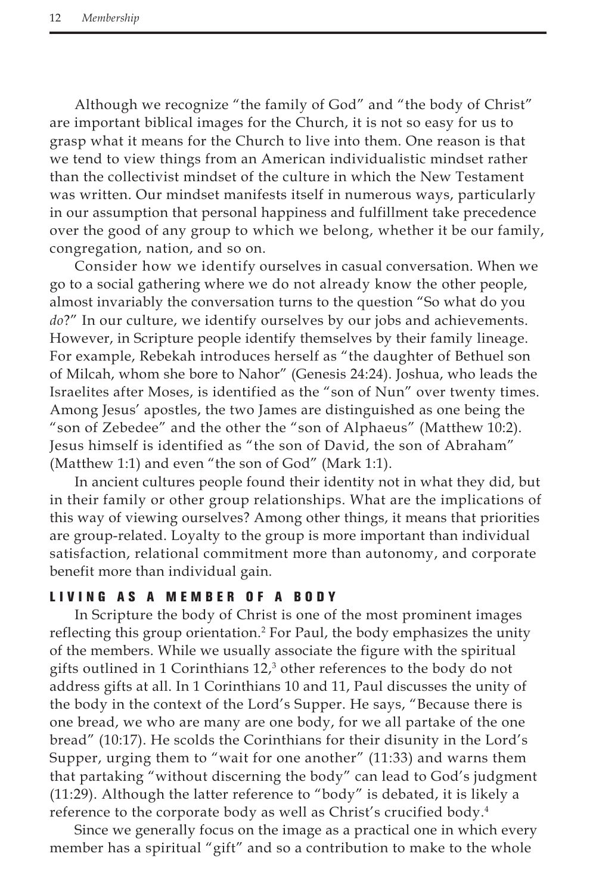Although we recognize "the family of God" and "the body of Christ" are important biblical images for the Church, it is not so easy for us to grasp what it means for the Church to live into them. One reason is that we tend to view things from an American individualistic mindset rather than the collectivist mindset of the culture in which the New Testament was written. Our mindset manifests itself in numerous ways, particularly in our assumption that personal happiness and fulfillment take precedence over the good of any group to which we belong, whether it be our family, congregation, nation, and so on.

Consider how we identify ourselves in casual conversation. When we go to a social gathering where we do not already know the other people, almost invariably the conversation turns to the question "So what do you *do*?" In our culture, we identify ourselves by our jobs and achievements. However, in Scripture people identify themselves by their family lineage. For example, Rebekah introduces herself as "the daughter of Bethuel son of Milcah, whom she bore to Nahor" (Genesis 24:24). Joshua, who leads the Israelites after Moses, is identified as the "son of Nun" over twenty times. Among Jesus' apostles, the two James are distinguished as one being the "son of Zebedee" and the other the "son of Alphaeus" (Matthew 10:2). Jesus himself is identified as "the son of David, the son of Abraham" (Matthew 1:1) and even "the son of God" (Mark 1:1).

In ancient cultures people found their identity not in what they did, but in their family or other group relationships. What are the implications of this way of viewing ourselves? Among other things, it means that priorities are group-related. Loyalty to the group is more important than individual satisfaction, relational commitment more than autonomy, and corporate benefit more than individual gain.

## LIVING AS A MEMBER OF A BODY

In Scripture the body of Christ is one of the most prominent images reflecting this group orientation.[2] For Paul, the body emphasizes the unity of the members. While we usually associate the figure with the spiritual gifts outlined in 1 Corinthians 12,[3] other references to the body do not address gifts at all. In 1 Corinthians 10 and 11, Paul discusses the unity of the body in the context of the Lord's Supper. He says, "Because there is one bread, we who are many are one body, for we all partake of the one bread" (10:17). He scolds the Corinthians for their disunity in the Lord's Supper, urging them to "wait for one another" (11:33) and warns them that partaking "without discerning the body" can lead to God's judgment (11:29). Although the latter reference to "body" is debated, it is likely a reference to the corporate body as well as Christ's crucified body.[4]

Since we generally focus on the image as a practical one in which every member has a spiritual "gift" and so a contribution to make to the whole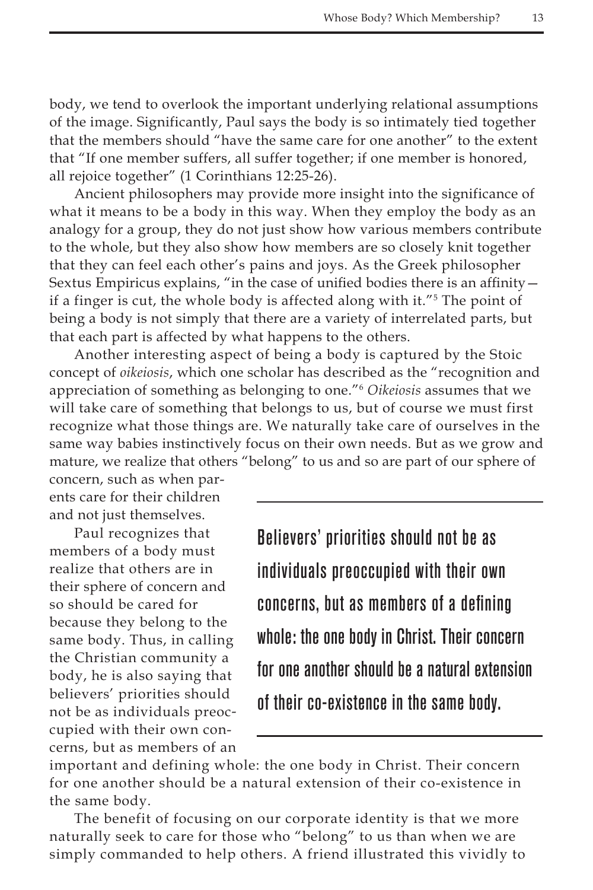body, we tend to overlook the important underlying relational assumptions of the image. Significantly, Paul says the body is so intimately tied together that the members should "have the same care for one another" to the extent that "If one member suffers, all suffer together; if one member is honored, all rejoice together" (1 Corinthians 12:25-26).

Ancient philosophers may provide more insight into the significance of what it means to be a body in this way. When they employ the body as an analogy for a group, they do not just show how various members contribute to the whole, but they also show how members are so closely knit together that they can feel each other's pains and joys. As the Greek philosopher Sextus Empiricus explains, "in the case of unified bodies there is an affinity—if a finger is cut, the whole body is affected along with it."[5] The point of being a body is not simply that there are a variety of interrelated parts, but that each part is affected by what happens to the others.

Another interesting aspect of being a body is captured by the Stoic concept of *oikeiosis*, which one scholar has described as the "recognition and appreciation of something as belonging to one."[6] *Oikeiosis* assumes that we will take care of something that belongs to us, but of course we must first recognize what those things are. We naturally take care of ourselves in the same way babies instinctively focus on their own needs. But as we grow and mature, we realize that others "belong" to us and so are part of our sphere of concern, such as when parents care for their children and not just themselves.

> **Believers' priorities should not be as individuals preoccupied with their own concerns, but as members of a defining whole: the one body in Christ. Their concern for one another should be a natural extension of their co-existence in the same body.**

Paul recognizes that members of a body must realize that others are in their sphere of concern and so should be cared for because they belong to the same body. Thus, in calling the Christian community a body, he is also saying that believers' priorities should not be as individuals preoccupied with their own concerns, but as members of an important and defining whole: the one body in Christ. Their concern for one another should be a natural extension of their co-existence in the same body.

The benefit of focusing on our corporate identity is that we more naturally seek to care for those who "belong" to us than when we are simply commanded to help others. A friend illustrated this vividly to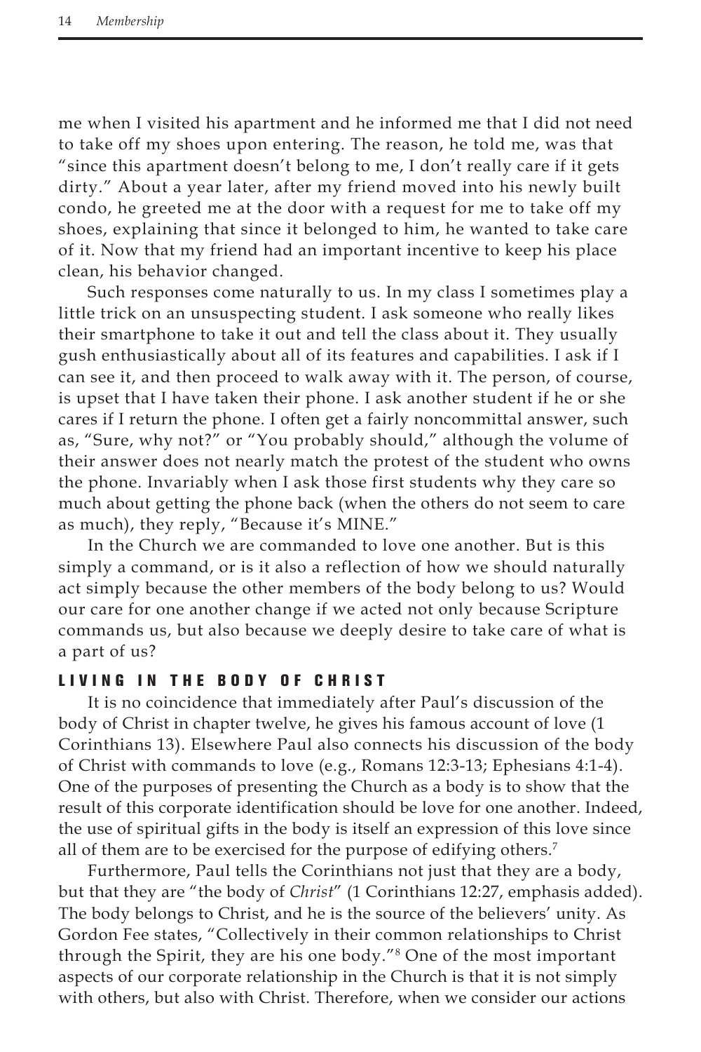me when I visited his apartment and he informed me that I did not need to take off my shoes upon entering. The reason, he told me, was that "since this apartment doesn't belong to me, I don't really care if it gets dirty." About a year later, after my friend moved into his newly built condo, he greeted me at the door with a request for me to take off my shoes, explaining that since it belonged to him, he wanted to take care of it. Now that my friend had an important incentive to keep his place clean, his behavior changed.

Such responses come naturally to us. In my class I sometimes play a little trick on an unsuspecting student. I ask someone who really likes their smartphone to take it out and tell the class about it. They usually gush enthusiastically about all of its features and capabilities. I ask if I can see it, and then proceed to walk away with it. The person, of course, is upset that I have taken their phone. I ask another student if he or she cares if I return the phone. I often get a fairly noncommittal answer, such as, "Sure, why not?" or "You probably should," although the volume of their answer does not nearly match the protest of the student who owns the phone. Invariably when I ask those first students why they care so much about getting the phone back (when the others do not seem to care as much), they reply, "Because it's MINE."

In the Church we are commanded to love one another. But is this simply a command, or is it also a reflection of how we should naturally act simply because the other members of the body belong to us? Would our care for one another change if we acted not only because Scripture commands us, but also because we deeply desire to take care of what is a part of us?

## LIVING IN THE BODY OF CHRIST

It is no coincidence that immediately after Paul's discussion of the body of Christ in chapter twelve, he gives his famous account of love (1 Corinthians 13). Elsewhere Paul also connects his discussion of the body of Christ with commands to love (e.g., Romans 12:3-13; Ephesians 4:1-4). One of the purposes of presenting the Church as a body is to show that the result of this corporate identification should be love for one another. Indeed, the use of spiritual gifts in the body is itself an expression of this love since all of them are to be exercised for the purpose of edifying others.[7]

Furthermore, Paul tells the Corinthians not just that they are a body, but that they are "the body of *Christ*" (1 Corinthians 12:27, emphasis added). The body belongs to Christ, and he is the source of the believers' unity. As Gordon Fee states, "Collectively in their common relationships to Christ through the Spirit, they are his one body."[8] One of the most important aspects of our corporate relationship in the Church is that it is not simply with others, but also with Christ. Therefore, when we consider our actions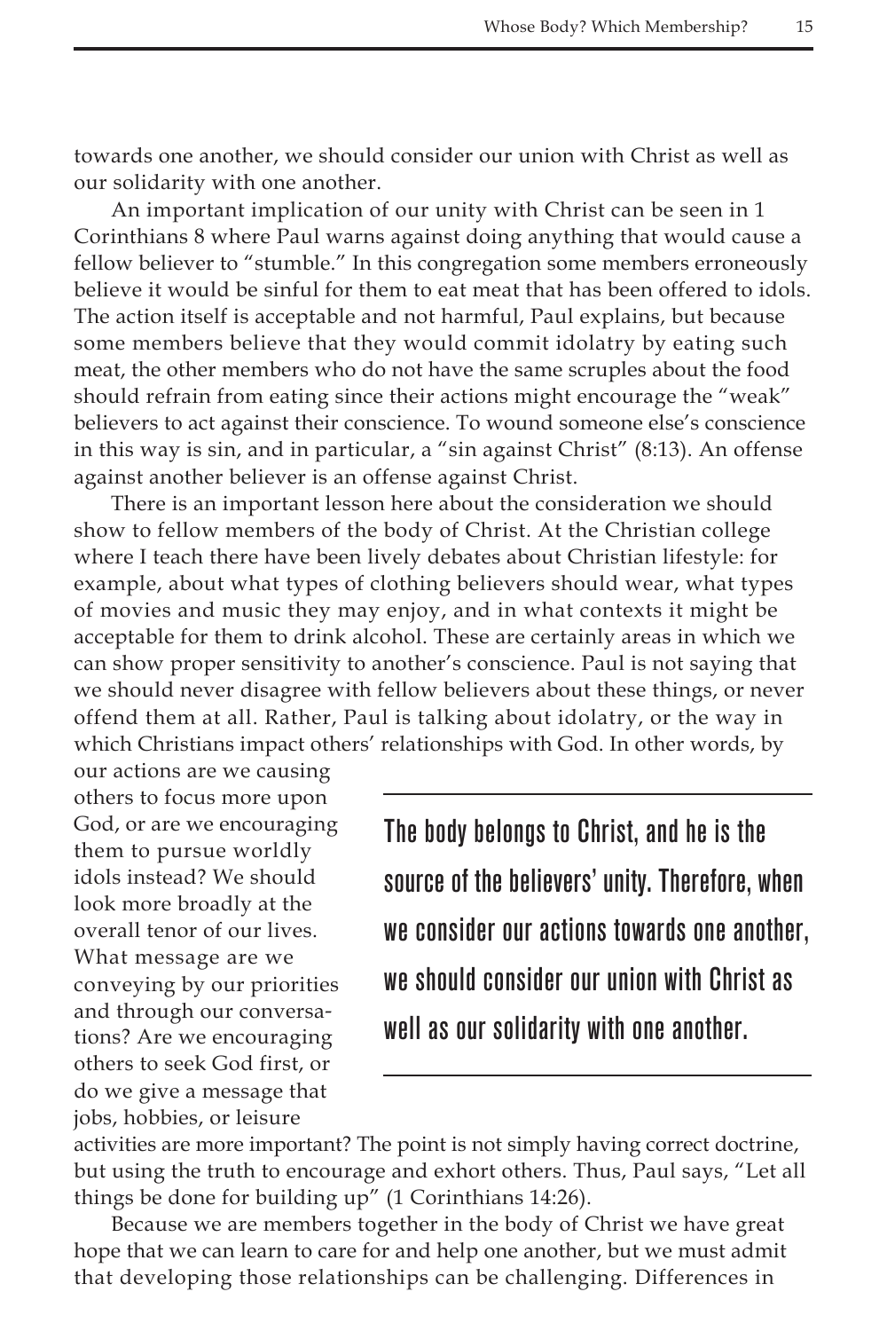towards one another, we should consider our union with Christ as well as our solidarity with one another.

An important implication of our unity with Christ can be seen in 1 Corinthians 8 where Paul warns against doing anything that would cause a fellow believer to "stumble." In this congregation some members erroneously believe it would be sinful for them to eat meat that has been offered to idols. The action itself is acceptable and not harmful, Paul explains, but because some members believe that they would commit idolatry by eating such meat, the other members who do not have the same scruples about the food should refrain from eating since their actions might encourage the "weak" believers to act against their conscience. To wound someone else's conscience in this way is sin, and in particular, a "sin against Christ" (8:13). An offense against another believer is an offense against Christ.

There is an important lesson here about the consideration we should show to fellow members of the body of Christ. At the Christian college where I teach there have been lively debates about Christian lifestyle: for example, about what types of clothing believers should wear, what types of movies and music they may enjoy, and in what contexts it might be acceptable for them to drink alcohol. These are certainly areas in which we can show proper sensitivity to another's conscience. Paul is not saying that we should never disagree with fellow believers about these things, or never offend them at all. Rather, Paul is talking about idolatry, or the way in which Christians impact others' relationships with God. In other words, by our actions are we causing others to focus more upon God, or are we encouraging them to pursue worldly idols instead? We should look more broadly at the overall tenor of our lives. What message are we conveying by our priorities and through our conversations? Are we encouraging others to seek God first, or do we give a message that jobs, hobbies, or leisure activities are more important? The point is not simply having correct doctrine, but using the truth to encourage and exhort others. Thus, Paul says, "Let all things be done for building up" (1 Corinthians 14:26).

> **The body belongs to Christ, and he is the source of the believers' unity. Therefore, when we consider our actions towards one another, we should consider our union with Christ as well as our solidarity with one another.**

Because we are members together in the body of Christ we have great hope that we can learn to care for and help one another, but we must admit that developing those relationships can be challenging. Differences in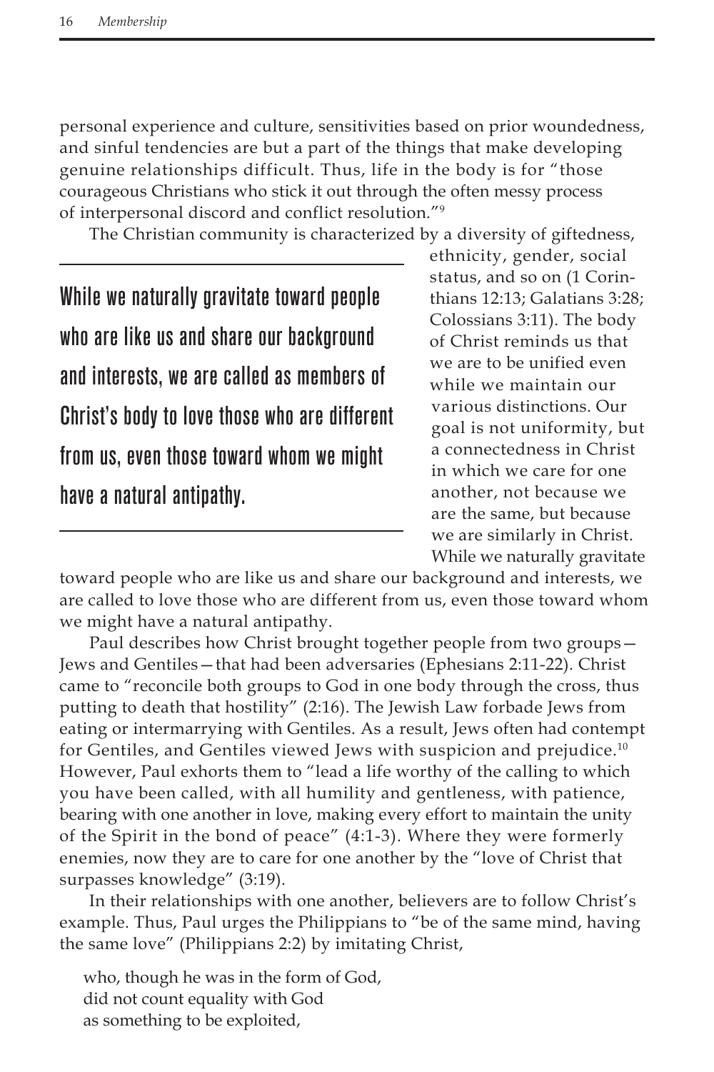personal experience and culture, sensitivities based on prior woundedness, and sinful tendencies are but a part of the things that make developing genuine relationships difficult. Thus, life in the body is for "those courageous Christians who stick it out through the often messy process of interpersonal discord and conflict resolution."[9]

The Christian community is characterized by a diversity of giftedness, ethnicity, gender, social status, and so on (1 Corinthians 12:13; Galatians 3:28; Colossians 3:11). The body of Christ reminds us that we are to be unified even while we maintain our various distinctions. Our goal is not uniformity, but a connectedness in Christ in which we care for one another, not because we are the same, but because we are similarly in Christ. While we naturally gravitate toward people who are like us and share our background and interests, we are called to love those who are different from us, even those toward whom we might have a natural antipathy.

> **While we naturally gravitate toward people who are like us and share our background and interests, we are called as members of Christ's body to love those who are different from us, even those toward whom we might have a natural antipathy.**

Paul describes how Christ brought together people from two groups—Jews and Gentiles—that had been adversaries (Ephesians 2:11-22). Christ came to "reconcile both groups to God in one body through the cross, thus putting to death that hostility" (2:16). The Jewish Law forbade Jews from eating or intermarrying with Gentiles. As a result, Jews often had contempt for Gentiles, and Gentiles viewed Jews with suspicion and prejudice.[10] However, Paul exhorts them to "lead a life worthy of the calling to which you have been called, with all humility and gentleness, with patience, bearing with one another in love, making every effort to maintain the unity of the Spirit in the bond of peace" (4:1-3). Where they were formerly enemies, now they are to care for one another by the "love of Christ that surpasses knowledge" (3:19).

In their relationships with one another, believers are to follow Christ's example. Thus, Paul urges the Philippians to "be of the same mind, having the same love" (Philippians 2:2) by imitating Christ,

> who, though he was in the form of God,
> did not count equality with God
> as something to be exploited,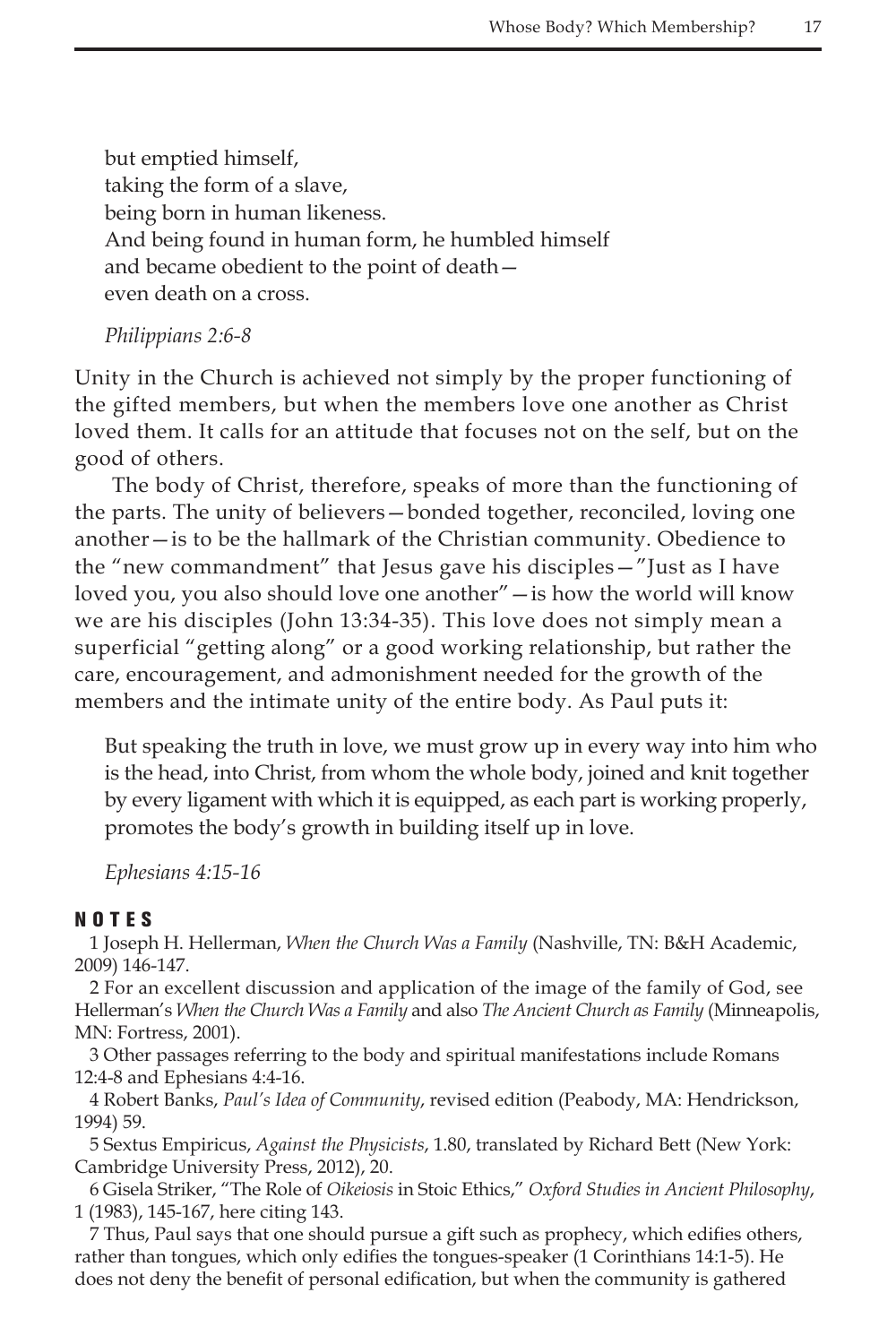> but emptied himself,
> taking the form of a slave,
> being born in human likeness.
> And being found in human form, he humbled himself
> and became obedient to the point of death—
> even death on a cross.
>
> *Philippians 2:6-8*

Unity in the Church is achieved not simply by the proper functioning of the gifted members, but when the members love one another as Christ loved them. It calls for an attitude that focuses not on the self, but on the good of others.

The body of Christ, therefore, speaks of more than the functioning of the parts. The unity of believers—bonded together, reconciled, loving one another—is to be the hallmark of the Christian community. Obedience to the "new commandment" that Jesus gave his disciples—"Just as I have loved you, you also should love one another"—is how the world will know we are his disciples (John 13:34-35). This love does not simply mean a superficial "getting along" or a good working relationship, but rather the care, encouragement, and admonishment needed for the growth of the members and the intimate unity of the entire body. As Paul puts it:

> But speaking the truth in love, we must grow up in every way into him who is the head, into Christ, from whom the whole body, joined and knit together by every ligament with which it is equipped, as each part is working properly, promotes the body's growth in building itself up in love.
>
> *Ephesians 4:15-16*

## NOTES

1 Joseph H. Hellerman, *When the Church Was a Family* (Nashville, TN: B&H Academic, 2009) 146-147.

2 For an excellent discussion and application of the image of the family of God, see Hellerman's *When the Church Was a Family* and also *The Ancient Church as Family* (Minneapolis, MN: Fortress, 2001).

3 Other passages referring to the body and spiritual manifestations include Romans 12:4-8 and Ephesians 4:4-16.

4 Robert Banks, *Paul's Idea of Community*, revised edition (Peabody, MA: Hendrickson, 1994) 59.

5 Sextus Empiricus, *Against the Physicists*, 1.80, translated by Richard Bett (New York: Cambridge University Press, 2012), 20.

6 Gisela Striker, "The Role of *Oikeiosis* in Stoic Ethics," *Oxford Studies in Ancient Philosophy*, 1 (1983), 145-167, here citing 143.

7 Thus, Paul says that one should pursue a gift such as prophecy, which edifies others, rather than tongues, which only edifies the tongues-speaker (1 Corinthians 14:1-5). He does not deny the benefit of personal edification, but when the community is gathered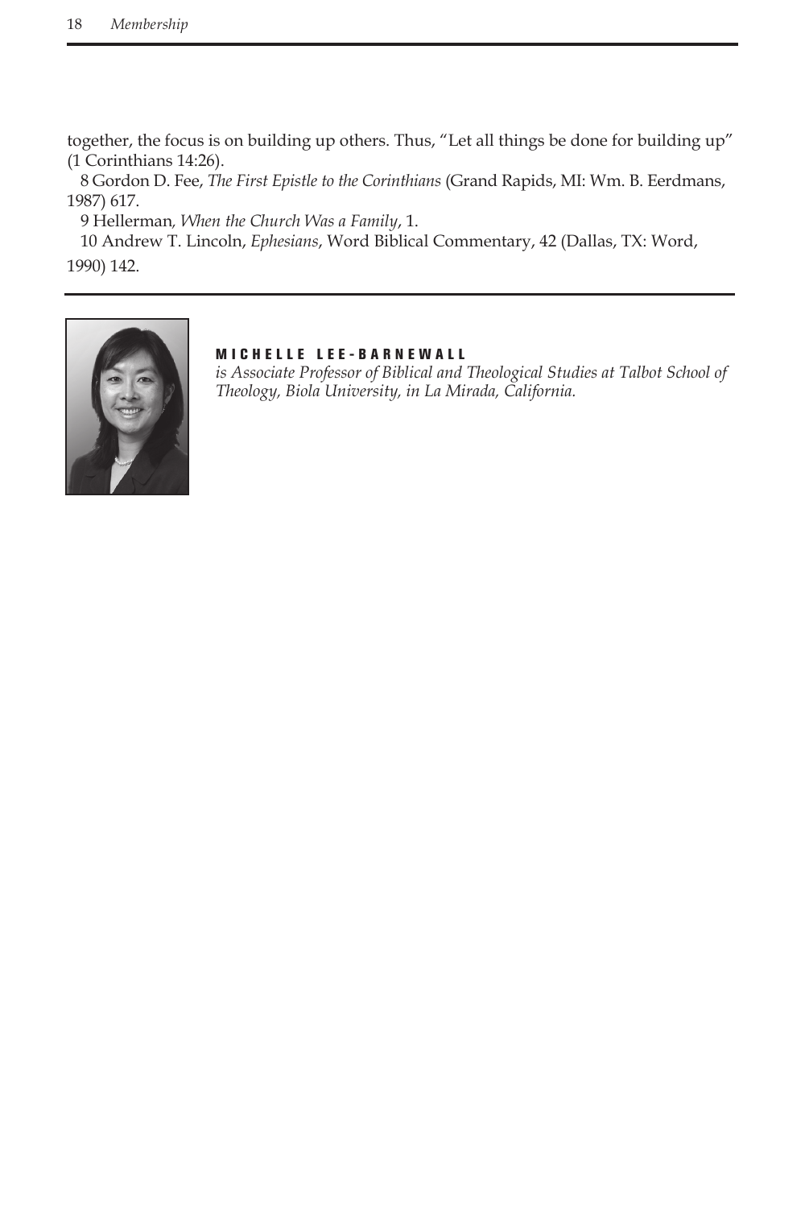together, the focus is on building up others. Thus, "Let all things be done for building up" (1 Corinthians 14:26).

8 Gordon D. Fee, *The First Epistle to the Corinthians* (Grand Rapids, MI: Wm. B. Eerdmans, 1987) 617.

9 Hellerman, *When the Church Was a Family*, 1.

10 Andrew T. Lincoln, *Ephesians*, Word Biblical Commentary, 42 (Dallas, TX: Word, 1990) 142.

**MICHELLE LEE-BARNEWALL**
*is Associate Professor of Biblical and Theological Studies at Talbot School of Theology, Biola University, in La Mirada, California.*